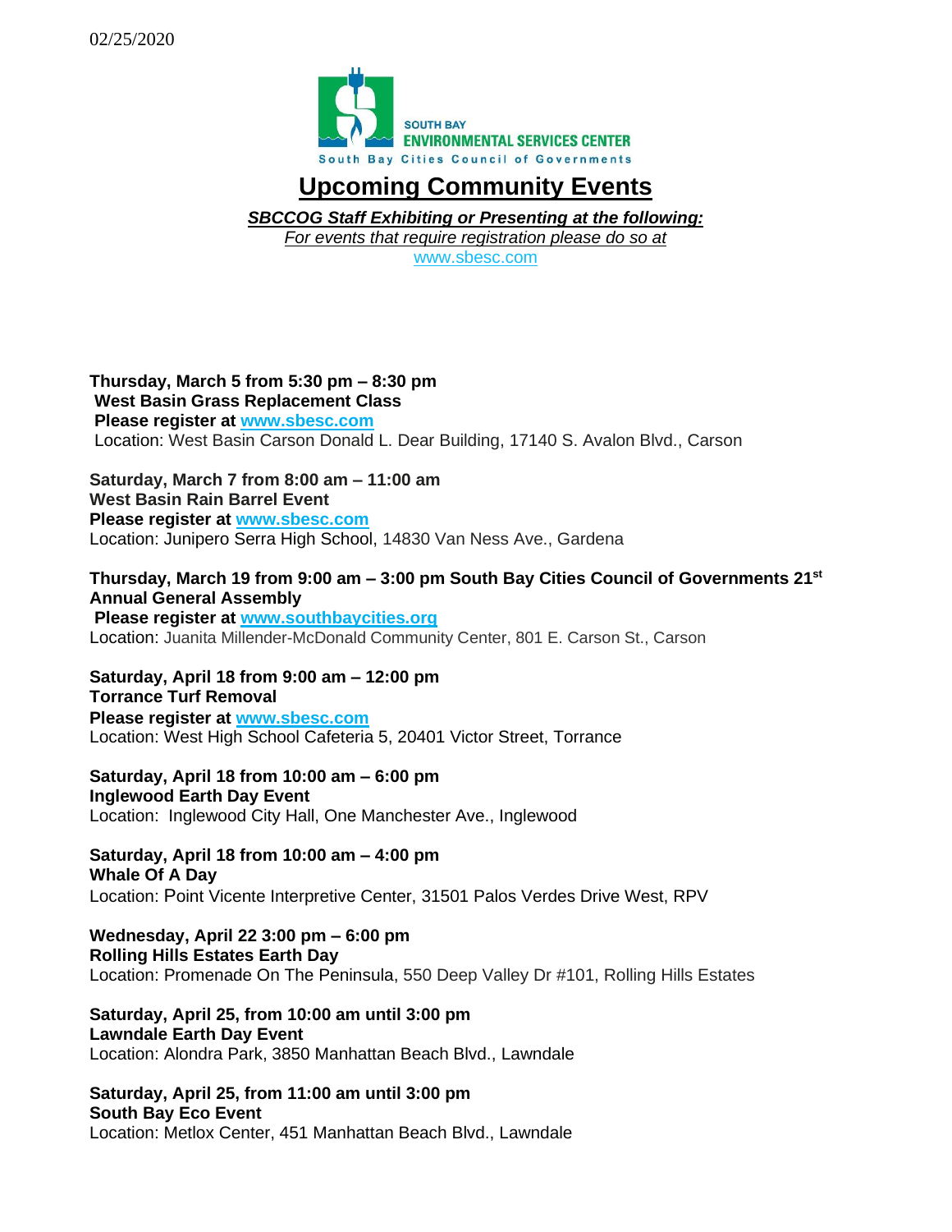02/25/2020

SOUTH BAY
ENVIRONMENTAL SERVICES CENTER
South Bay Cities Council of Governments

# Upcoming Community Events

***SBCCOG Staff Exhibiting or Presenting at the following:***
*For events that require registration please do so at*
www.sbesc.com

**Thursday, March 5 from 5:30 pm – 8:30 pm**
**West Basin Grass Replacement Class**
**Please register at www.sbesc.com**
Location: West Basin Carson Donald L. Dear Building, 17140 S. Avalon Blvd., Carson

**Saturday, March 7 from 8:00 am – 11:00 am**
**West Basin Rain Barrel Event**
**Please register at www.sbesc.com**
Location: Junipero Serra High School, 14830 Van Ness Ave., Gardena

**Thursday, March 19 from 9:00 am – 3:00 pm South Bay Cities Council of Governments 21st Annual General Assembly**
**Please register at www.southbaycities.org**
Location: Juanita Millender-McDonald Community Center, 801 E. Carson St., Carson

**Saturday, April 18 from 9:00 am – 12:00 pm**
**Torrance Turf Removal**
**Please register at www.sbesc.com**
Location: West High School Cafeteria 5, 20401 Victor Street, Torrance

**Saturday, April 18 from 10:00 am – 6:00 pm**
**Inglewood Earth Day Event**
Location: Inglewood City Hall, One Manchester Ave., Inglewood

**Saturday, April 18 from 10:00 am – 4:00 pm**
**Whale Of A Day**
Location: Point Vicente Interpretive Center, 31501 Palos Verdes Drive West, RPV

**Wednesday, April 22 3:00 pm – 6:00 pm**
**Rolling Hills Estates Earth Day**
Location: Promenade On The Peninsula, 550 Deep Valley Dr #101, Rolling Hills Estates

**Saturday, April 25, from 10:00 am until 3:00 pm**
**Lawndale Earth Day Event**
Location: Alondra Park, 3850 Manhattan Beach Blvd., Lawndale

**Saturday, April 25, from 11:00 am until 3:00 pm**
**South Bay Eco Event**
Location: Metlox Center, 451 Manhattan Beach Blvd., Lawndale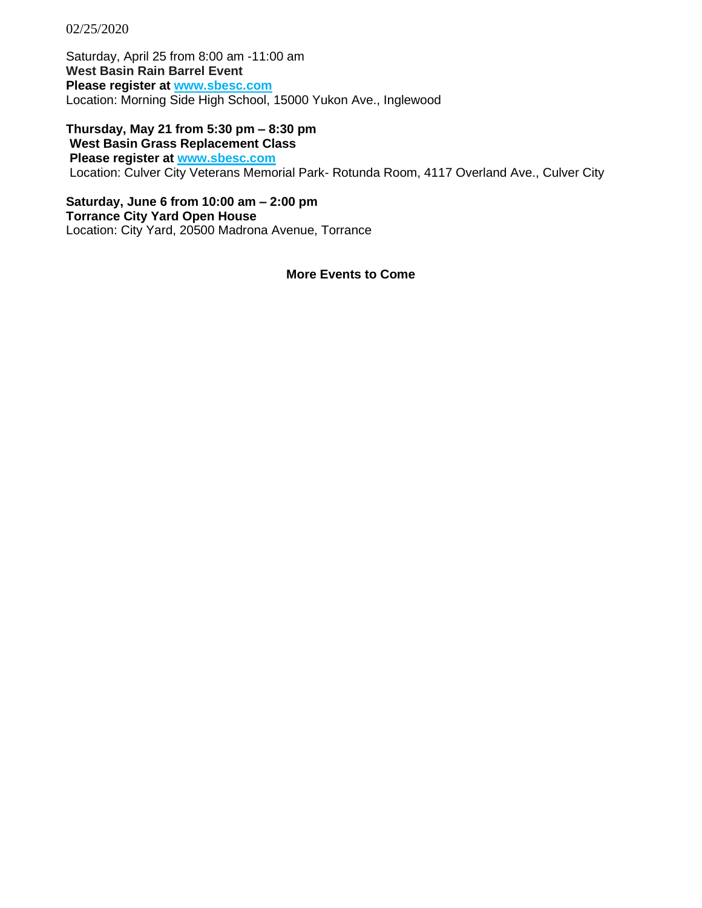02/25/2020

Saturday, April 25 from 8:00 am -11:00 am
**West Basin Rain Barrel Event**
**Please register at [www.sbesc.com](http://www.sbesc.com)**
Location: Morning Side High School, 15000 Yukon Ave., Inglewood

**Thursday, May 21 from 5:30 pm – 8:30 pm**
**West Basin Grass Replacement Class**
**Please register at [www.sbesc.com](http://www.sbesc.com)**
Location: Culver City Veterans Memorial Park- Rotunda Room, 4117 Overland Ave., Culver City

**Saturday, June 6 from 10:00 am – 2:00 pm**
**Torrance City Yard Open House**
Location: City Yard, 20500 Madrona Avenue, Torrance

**More Events to Come**